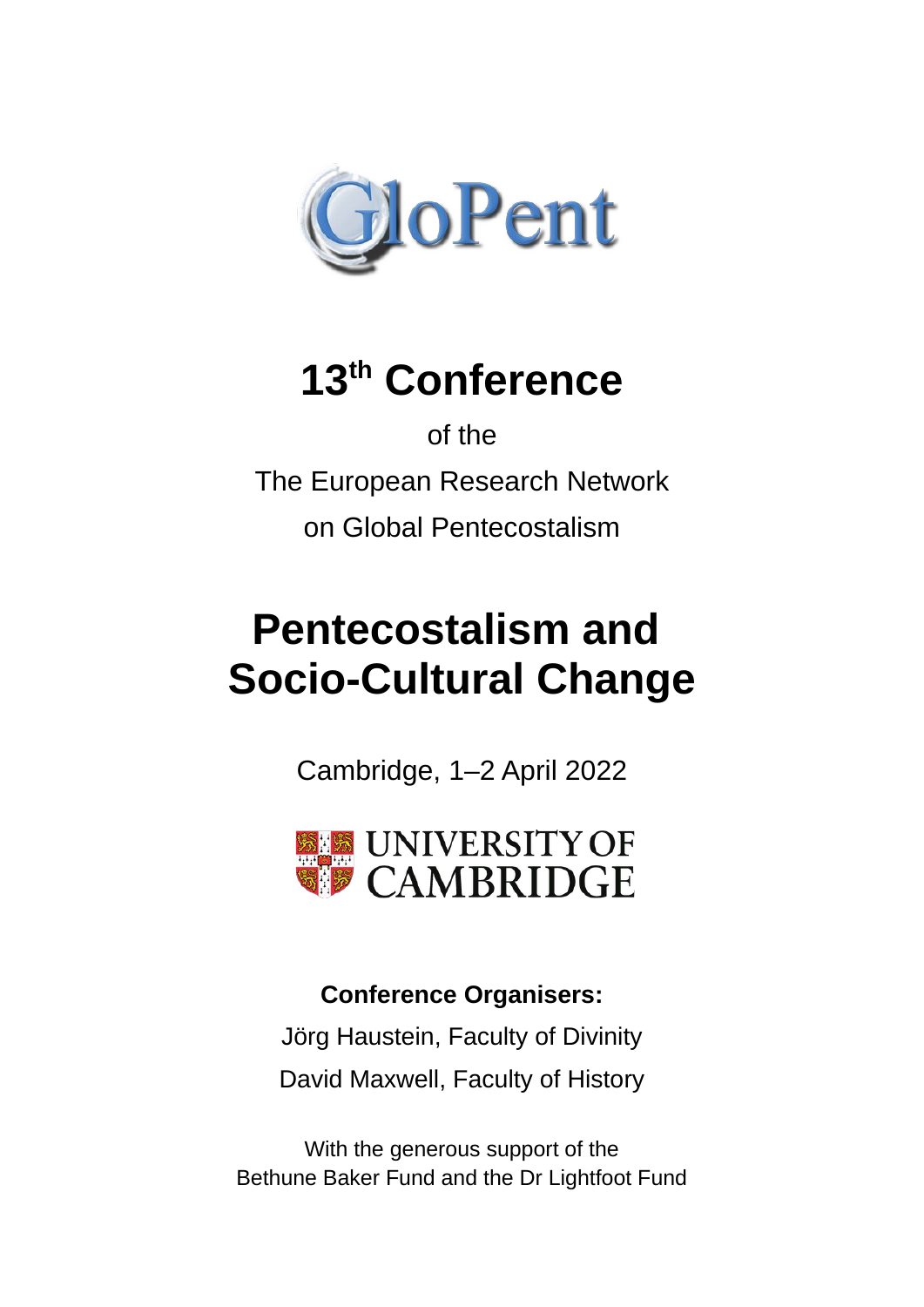GloPent

# 13th Conference

of the

The European Research Network

on Global Pentecostalism

# Pentecostalism and Socio-Cultural Change

Cambridge, 1–2 April 2022

UNIVERSITY OF CAMBRIDGE

**Conference Organisers:**

Jörg Haustein, Faculty of Divinity

David Maxwell, Faculty of History

With the generous support of the
Bethune Baker Fund and the Dr Lightfoot Fund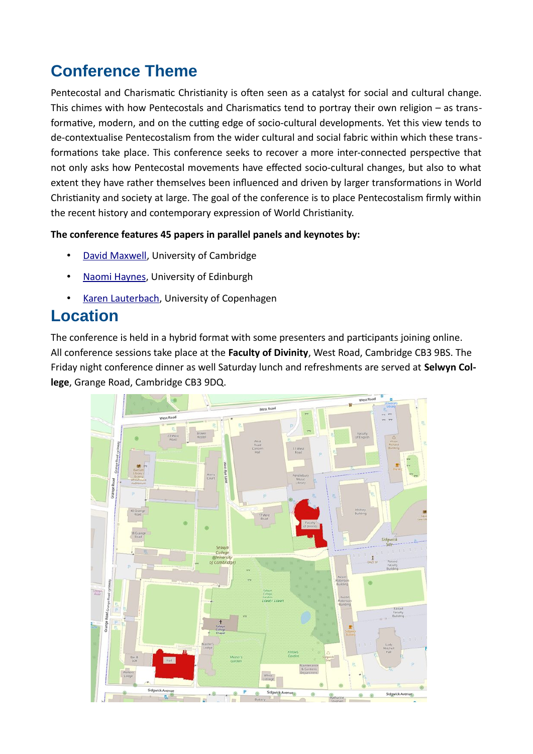## Conference Theme

Pentecostal and Charismatic Christianity is often seen as a catalyst for social and cultural change. This chimes with how Pentecostals and Charismatics tend to portray their own religion – as transformative, modern, and on the cutting edge of socio-cultural developments. Yet this view tends to de-contextualise Pentecostalism from the wider cultural and social fabric within which these transformations take place. This conference seeks to recover a more inter-connected perspective that not only asks how Pentecostal movements have effected socio-cultural changes, but also to what extent they have rather themselves been influenced and driven by larger transformations in World Christianity and society at large. The goal of the conference is to place Pentecostalism firmly within the recent history and contemporary expression of World Christianity.

**The conference features 45 papers in parallel panels and keynotes by:**

- David Maxwell, University of Cambridge
- Naomi Haynes, University of Edinburgh
- Karen Lauterbach, University of Copenhagen

## Location

The conference is held in a hybrid format with some presenters and participants joining online. All conference sessions take place at the **Faculty of Divinity**, West Road, Cambridge CB3 9BS. The Friday night conference dinner as well Saturday lunch and refreshments are served at **Selwyn College**, Grange Road, Cambridge CB3 9DQ.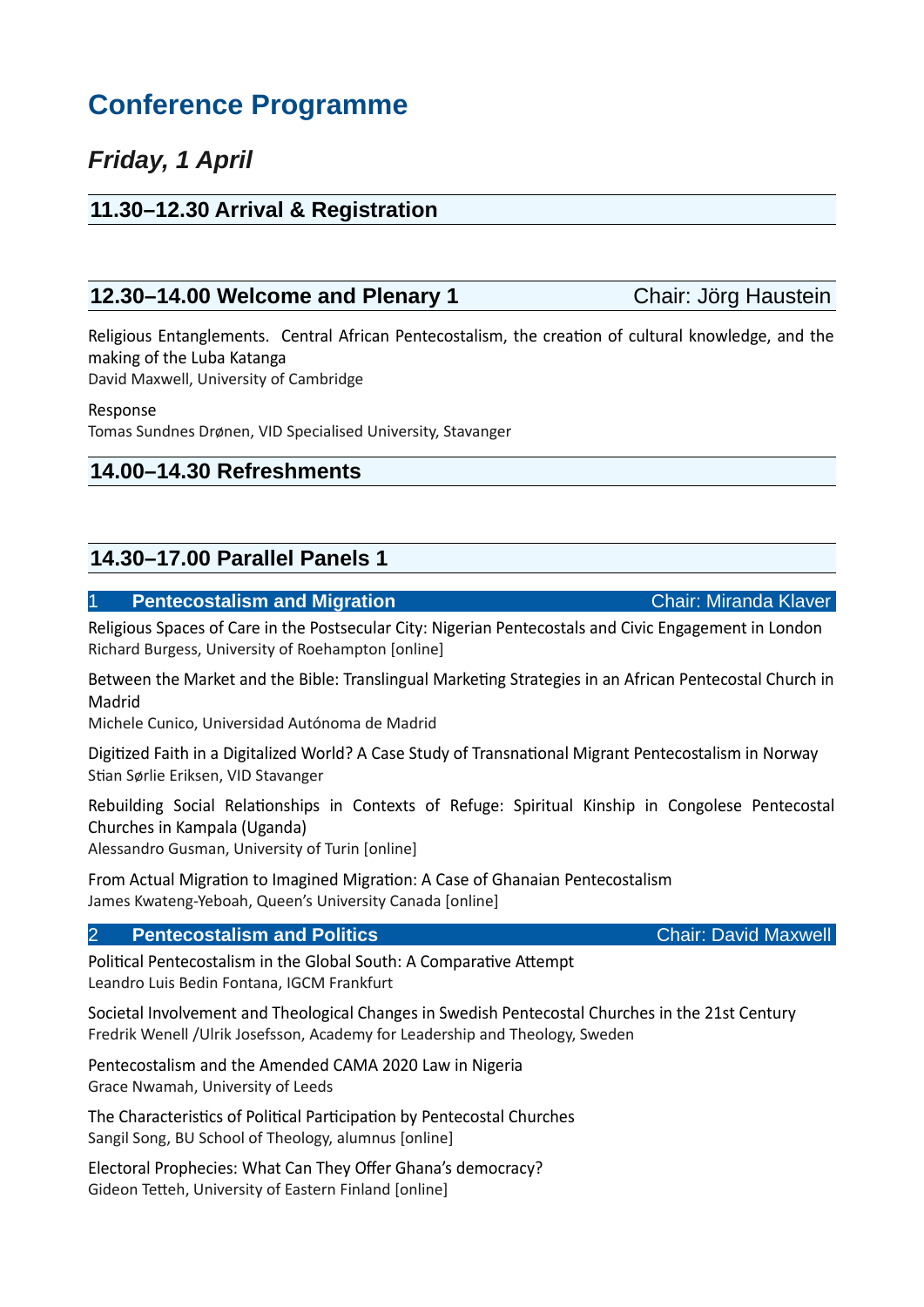# Conference Programme

## *Friday, 1 April*

### 11.30–12.30 Arrival & Registration

### 12.30–14.00 Welcome and Plenary 1 — Chair: Jörg Haustein

Religious Entanglements. Central African Pentecostalism, the creation of cultural knowledge, and the making of the Luba Katanga
David Maxwell, University of Cambridge

Response
Tomas Sundnes Drønen, VID Specialised University, Stavanger

### 14.00–14.30 Refreshments

### 14.30–17.00 Parallel Panels 1

#### 1 Pentecostalism and Migration — Chair: Miranda Klaver

Religious Spaces of Care in the Postsecular City: Nigerian Pentecostals and Civic Engagement in London
Richard Burgess, University of Roehampton [online]

Between the Market and the Bible: Translingual Marketing Strategies in an African Pentecostal Church in Madrid
Michele Cunico, Universidad Autónoma de Madrid

Digitized Faith in a Digitalized World? A Case Study of Transnational Migrant Pentecostalism in Norway
Stian Sørlie Eriksen, VID Stavanger

Rebuilding Social Relationships in Contexts of Refuge: Spiritual Kinship in Congolese Pentecostal Churches in Kampala (Uganda)
Alessandro Gusman, University of Turin [online]

From Actual Migration to Imagined Migration: A Case of Ghanaian Pentecostalism
James Kwateng-Yeboah, Queen's University Canada [online]

#### 2 Pentecostalism and Politics — Chair: David Maxwell

Political Pentecostalism in the Global South: A Comparative Attempt
Leandro Luis Bedin Fontana, IGCM Frankfurt

Societal Involvement and Theological Changes in Swedish Pentecostal Churches in the 21st Century
Fredrik Wenell /Ulrik Josefsson, Academy for Leadership and Theology, Sweden

Pentecostalism and the Amended CAMA 2020 Law in Nigeria
Grace Nwamah, University of Leeds

The Characteristics of Political Participation by Pentecostal Churches
Sangil Song, BU School of Theology, alumnus [online]

Electoral Prophecies: What Can They Offer Ghana's democracy?
Gideon Tetteh, University of Eastern Finland [online]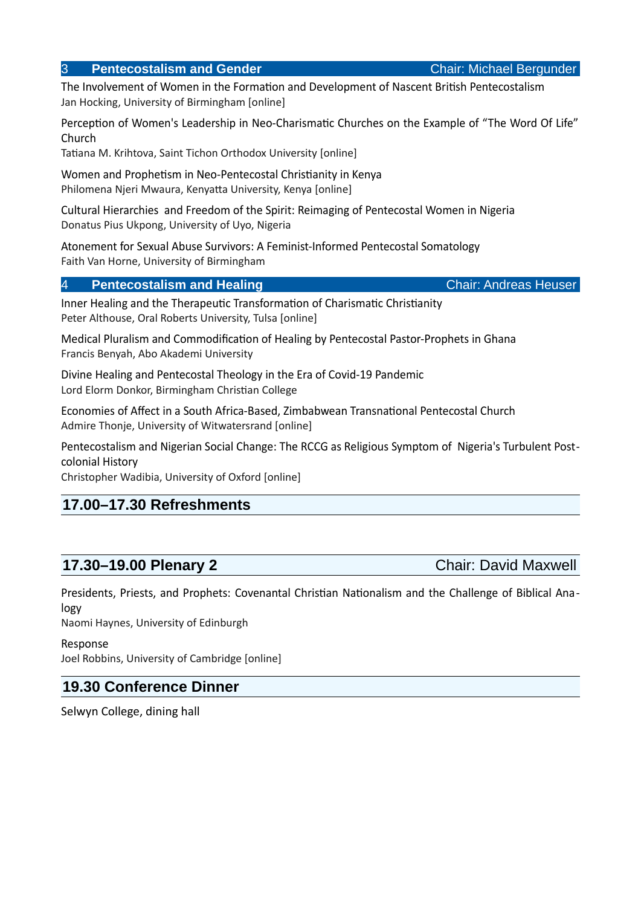### 3 Pentecostalism and Gender — Chair: Michael Bergunder

The Involvement of Women in the Formation and Development of Nascent British Pentecostalism
Jan Hocking, University of Birmingham [online]

Perception of Women's Leadership in Neo-Charismatic Churches on the Example of “The Word Of Life” Church
Tatiana M. Krihtova, Saint Tichon Orthodox University [online]

Women and Prophetism in Neo-Pentecostal Christianity in Kenya
Philomena Njeri Mwaura, Kenyatta University, Kenya [online]

Cultural Hierarchies and Freedom of the Spirit: Reimaging of Pentecostal Women in Nigeria
Donatus Pius Ukpong, University of Uyo, Nigeria

Atonement for Sexual Abuse Survivors: A Feminist-Informed Pentecostal Somatology
Faith Van Horne, University of Birmingham

### 4 Pentecostalism and Healing — Chair: Andreas Heuser

Inner Healing and the Therapeutic Transformation of Charismatic Christianity
Peter Althouse, Oral Roberts University, Tulsa [online]

Medical Pluralism and Commodification of Healing by Pentecostal Pastor-Prophets in Ghana
Francis Benyah, Abo Akademi University

Divine Healing and Pentecostal Theology in the Era of Covid-19 Pandemic
Lord Elorm Donkor, Birmingham Christian College

Economies of Affect in a South Africa-Based, Zimbabwean Transnational Pentecostal Church
Admire Thonje, University of Witwatersrand [online]

Pentecostalism and Nigerian Social Change: The RCCG as Religious Symptom of Nigeria's Turbulent Post-colonial History
Christopher Wadibia, University of Oxford [online]

## 17.00–17.30 Refreshments

## 17.30–19.00 Plenary 2 — Chair: David Maxwell

Presidents, Priests, and Prophets: Covenantal Christian Nationalism and the Challenge of Biblical Analogy
Naomi Haynes, University of Edinburgh

Response
Joel Robbins, University of Cambridge [online]

## 19.30 Conference Dinner

Selwyn College, dining hall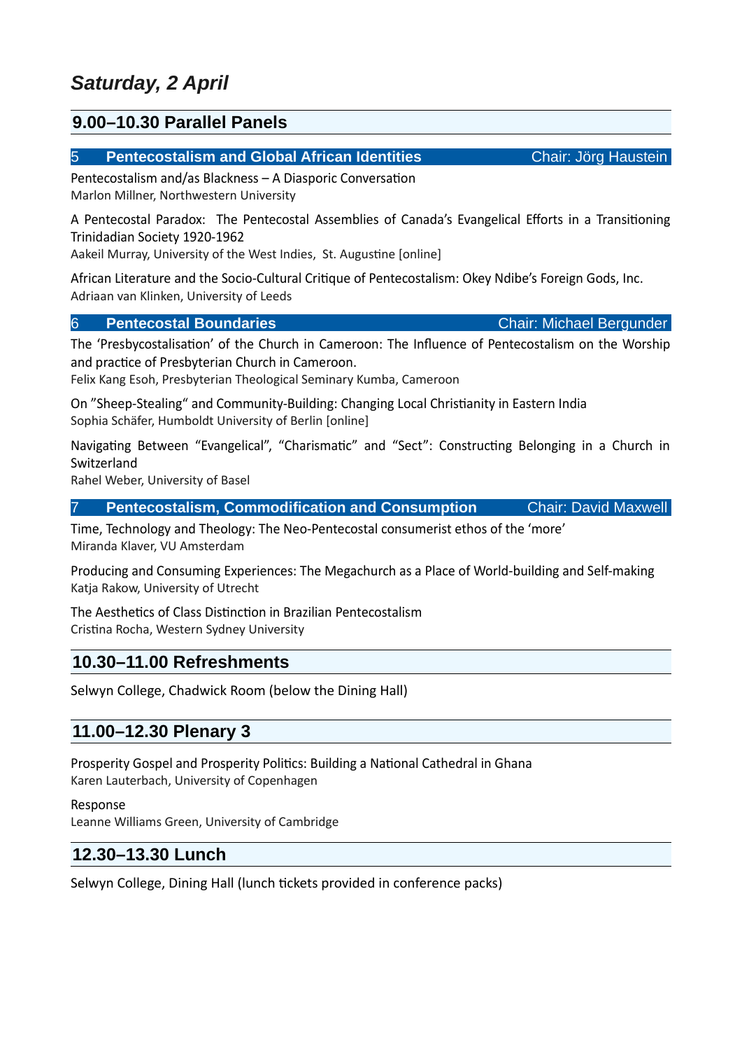# *Saturday, 2 April*

## 9.00–10.30 Parallel Panels

### 5 Pentecostalism and Global African Identities — Chair: Jörg Haustein

Pentecostalism and/as Blackness – A Diasporic Conversation
Marlon Millner, Northwestern University

A Pentecostal Paradox: The Pentecostal Assemblies of Canada's Evangelical Efforts in a Transitioning Trinidadian Society 1920-1962
Aakeil Murray, University of the West Indies, St. Augustine [online]

African Literature and the Socio-Cultural Critique of Pentecostalism: Okey Ndibe's Foreign Gods, Inc.
Adriaan van Klinken, University of Leeds

### 6 Pentecostal Boundaries — Chair: Michael Bergunder

The 'Presbycostalisation' of the Church in Cameroon: The Influence of Pentecostalism on the Worship and practice of Presbyterian Church in Cameroon.
Felix Kang Esoh, Presbyterian Theological Seminary Kumba, Cameroon

On "Sheep-Stealing" and Community-Building: Changing Local Christianity in Eastern India
Sophia Schäfer, Humboldt University of Berlin [online]

Navigating Between "Evangelical", "Charismatic" and "Sect": Constructing Belonging in a Church in Switzerland
Rahel Weber, University of Basel

### 7 Pentecostalism, Commodification and Consumption — Chair: David Maxwell

Time, Technology and Theology: The Neo-Pentecostal consumerist ethos of the 'more'
Miranda Klaver, VU Amsterdam

Producing and Consuming Experiences: The Megachurch as a Place of World-building and Self-making
Katja Rakow, University of Utrecht

The Aesthetics of Class Distinction in Brazilian Pentecostalism
Cristina Rocha, Western Sydney University

## 10.30–11.00 Refreshments

Selwyn College, Chadwick Room (below the Dining Hall)

## 11.00–12.30 Plenary 3

Prosperity Gospel and Prosperity Politics: Building a National Cathedral in Ghana
Karen Lauterbach, University of Copenhagen

Response
Leanne Williams Green, University of Cambridge

## 12.30–13.30 Lunch

Selwyn College, Dining Hall (lunch tickets provided in conference packs)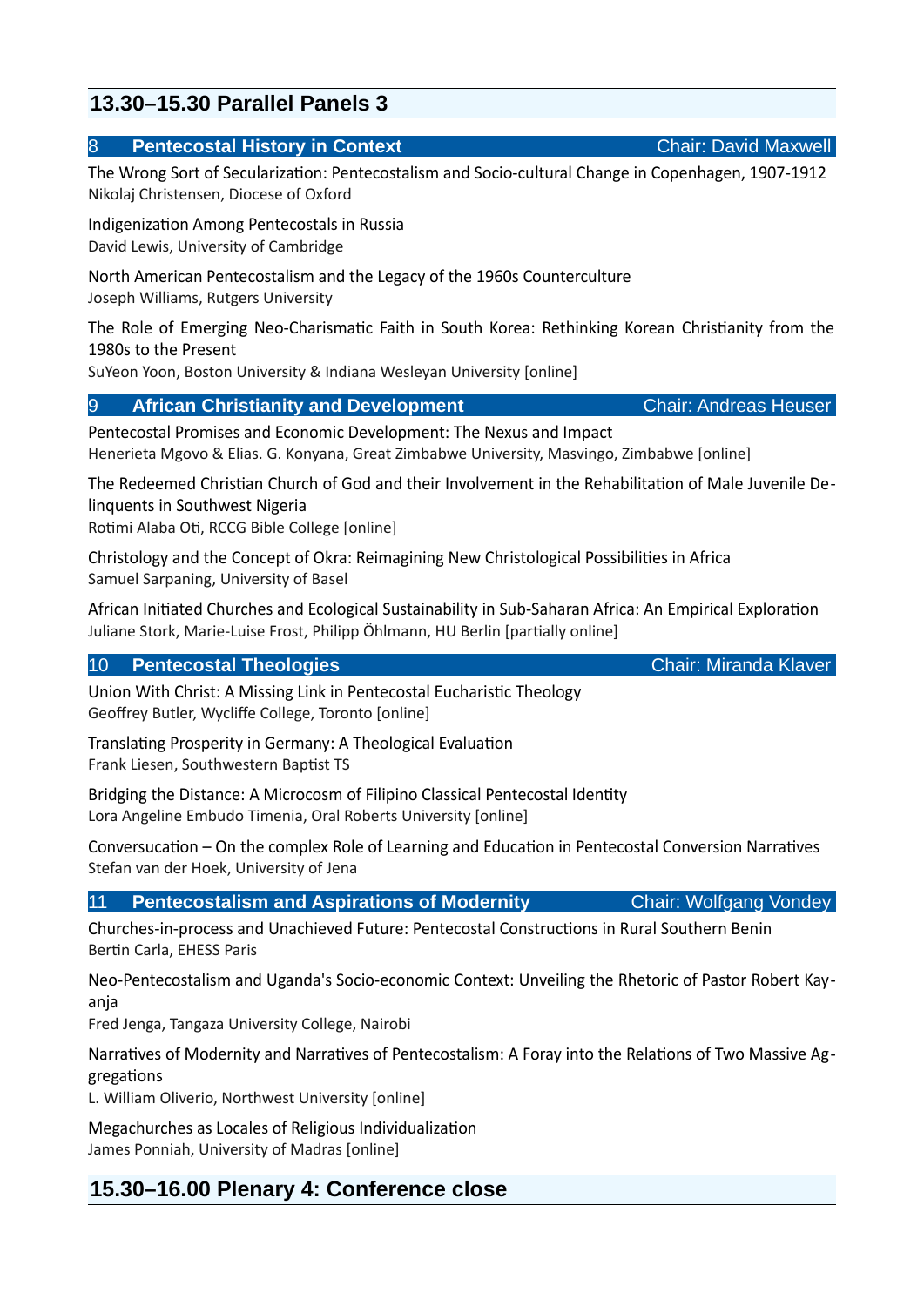## 13.30–15.30 Parallel Panels 3

### 8 Pentecostal History in Context — Chair: David Maxwell

The Wrong Sort of Secularization: Pentecostalism and Socio-cultural Change in Copenhagen, 1907-1912
Nikolaj Christensen, Diocese of Oxford

Indigenization Among Pentecostals in Russia
David Lewis, University of Cambridge

North American Pentecostalism and the Legacy of the 1960s Counterculture
Joseph Williams, Rutgers University

The Role of Emerging Neo-Charismatic Faith in South Korea: Rethinking Korean Christianity from the 1980s to the Present
SuYeon Yoon, Boston University & Indiana Wesleyan University [online]

### 9 African Christianity and Development — Chair: Andreas Heuser

Pentecostal Promises and Economic Development: The Nexus and Impact
Henerieta Mgovo & Elias. G. Konyana, Great Zimbabwe University, Masvingo, Zimbabwe [online]

The Redeemed Christian Church of God and their Involvement in the Rehabilitation of Male Juvenile Delinquents in Southwest Nigeria
Rotimi Alaba Oti, RCCG Bible College [online]

Christology and the Concept of Okra: Reimagining New Christological Possibilities in Africa
Samuel Sarpaning, University of Basel

African Initiated Churches and Ecological Sustainability in Sub-Saharan Africa: An Empirical Exploration
Juliane Stork, Marie-Luise Frost, Philipp Öhlmann, HU Berlin [partially online]

### 10 Pentecostal Theologies — Chair: Miranda Klaver

Union With Christ: A Missing Link in Pentecostal Eucharistic Theology
Geoffrey Butler, Wycliffe College, Toronto [online]

Translating Prosperity in Germany: A Theological Evaluation
Frank Liesen, Southwestern Baptist TS

Bridging the Distance: A Microcosm of Filipino Classical Pentecostal Identity
Lora Angeline Embudo Timenia, Oral Roberts University [online]

Conversucation – On the complex Role of Learning and Education in Pentecostal Conversion Narratives
Stefan van der Hoek, University of Jena

### 11 Pentecostalism and Aspirations of Modernity — Chair: Wolfgang Vondey

Churches-in-process and Unachieved Future: Pentecostal Constructions in Rural Southern Benin
Bertin Carla, EHESS Paris

Neo-Pentecostalism and Uganda's Socio-economic Context: Unveiling the Rhetoric of Pastor Robert Kayanja
Fred Jenga, Tangaza University College, Nairobi

Narratives of Modernity and Narratives of Pentecostalism: A Foray into the Relations of Two Massive Aggregations
L. William Oliverio, Northwest University [online]

Megachurches as Locales of Religious Individualization
James Ponniah, University of Madras [online]

## 15.30–16.00 Plenary 4: Conference close